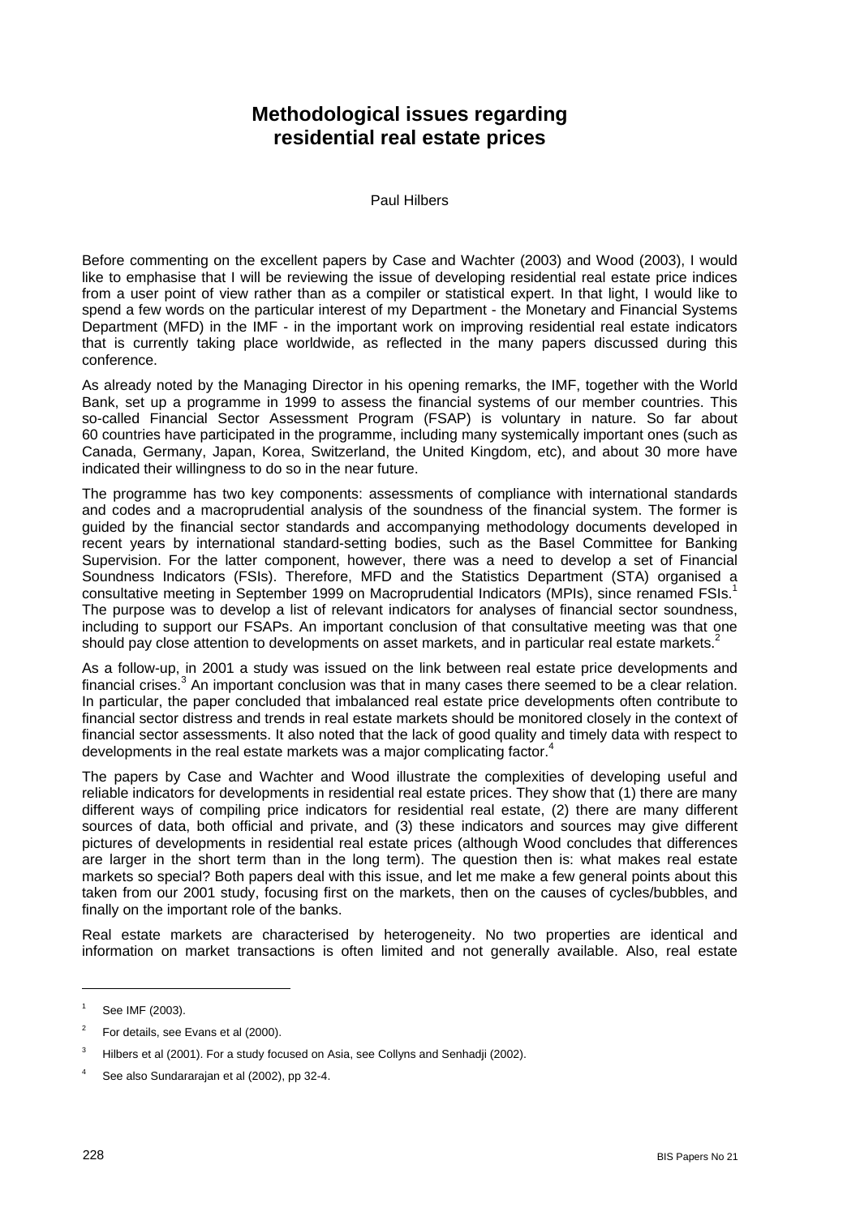# Methodological issues regarding residential real estate prices

Paul Hilbers

Before commenting on the excellent papers by Case and Wachter (2003) and Wood (2003), I would like to emphasise that I will be reviewing the issue of developing residential real estate price indices from a user point of view rather than as a compiler or statistical expert. In that light, I would like to spend a few words on the particular interest of my Department - the Monetary and Financial Systems Department (MFD) in the IMF - in the important work on improving residential real estate indicators that is currently taking place worldwide, as reflected in the many papers discussed during this conference.

As already noted by the Managing Director in his opening remarks, the IMF, together with the World Bank, set up a programme in 1999 to assess the financial systems of our member countries. This so-called Financial Sector Assessment Program (FSAP) is voluntary in nature. So far about 60 countries have participated in the programme, including many systemically important ones (such as Canada, Germany, Japan, Korea, Switzerland, the United Kingdom, etc), and about 30 more have indicated their willingness to do so in the near future.

The programme has two key components: assessments of compliance with international standards and codes and a macroprudential analysis of the soundness of the financial system. The former is guided by the financial sector standards and accompanying methodology documents developed in recent years by international standard-setting bodies, such as the Basel Committee for Banking Supervision. For the latter component, however, there was a need to develop a set of Financial Soundness Indicators (FSIs). Therefore, MFD and the Statistics Department (STA) organised a consultative meeting in September 1999 on Macroprudential Indicators (MPIs), since renamed FSIs.[1] The purpose was to develop a list of relevant indicators for analyses of financial sector soundness, including to support our FSAPs. An important conclusion of that consultative meeting was that one should pay close attention to developments on asset markets, and in particular real estate markets.[2]

As a follow-up, in 2001 a study was issued on the link between real estate price developments and financial crises.[3] An important conclusion was that in many cases there seemed to be a clear relation. In particular, the paper concluded that imbalanced real estate price developments often contribute to financial sector distress and trends in real estate markets should be monitored closely in the context of financial sector assessments. It also noted that the lack of good quality and timely data with respect to developments in the real estate markets was a major complicating factor.[4]

The papers by Case and Wachter and Wood illustrate the complexities of developing useful and reliable indicators for developments in residential real estate prices. They show that (1) there are many different ways of compiling price indicators for residential real estate, (2) there are many different sources of data, both official and private, and (3) these indicators and sources may give different pictures of developments in residential real estate prices (although Wood concludes that differences are larger in the short term than in the long term). The question then is: what makes real estate markets so special? Both papers deal with this issue, and let me make a few general points about this taken from our 2001 study, focusing first on the markets, then on the causes of cycles/bubbles, and finally on the important role of the banks.

Real estate markets are characterised by heterogeneity. No two properties are identical and information on market transactions is often limited and not generally available. Also, real estate

---

[1] See IMF (2003).

[2] For details, see Evans et al (2000).

[3] Hilbers et al (2001). For a study focused on Asia, see Collyns and Senhadji (2002).

[4] See also Sundararajan et al (2002), pp 32-4.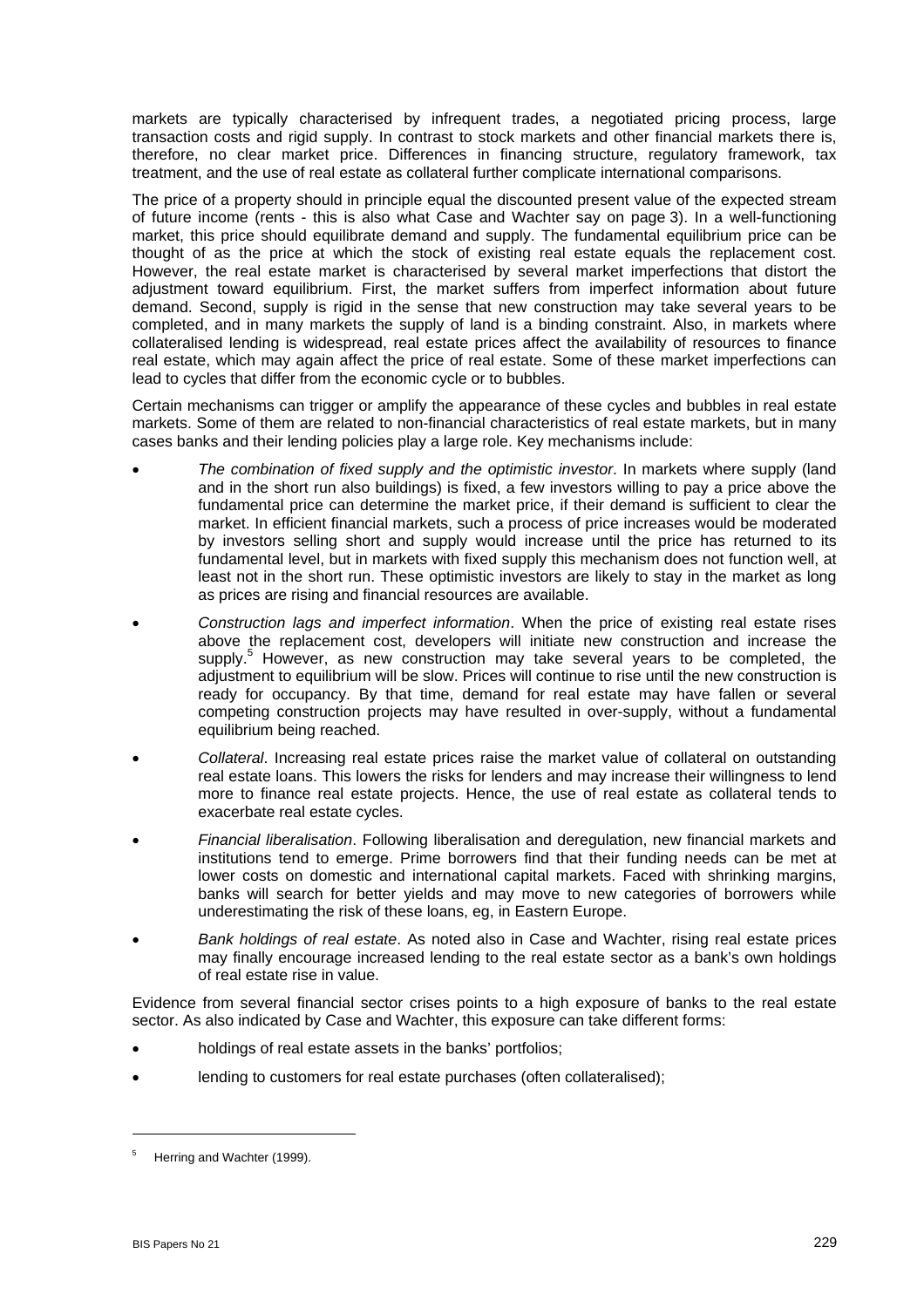markets are typically characterised by infrequent trades, a negotiated pricing process, large transaction costs and rigid supply. In contrast to stock markets and other financial markets there is, therefore, no clear market price. Differences in financing structure, regulatory framework, tax treatment, and the use of real estate as collateral further complicate international comparisons.

The price of a property should in principle equal the discounted present value of the expected stream of future income (rents - this is also what Case and Wachter say on page 3). In a well-functioning market, this price should equilibrate demand and supply. The fundamental equilibrium price can be thought of as the price at which the stock of existing real estate equals the replacement cost. However, the real estate market is characterised by several market imperfections that distort the adjustment toward equilibrium. First, the market suffers from imperfect information about future demand. Second, supply is rigid in the sense that new construction may take several years to be completed, and in many markets the supply of land is a binding constraint. Also, in markets where collateralised lending is widespread, real estate prices affect the availability of resources to finance real estate, which may again affect the price of real estate. Some of these market imperfections can lead to cycles that differ from the economic cycle or to bubbles.

Certain mechanisms can trigger or amplify the appearance of these cycles and bubbles in real estate markets. Some of them are related to non-financial characteristics of real estate markets, but in many cases banks and their lending policies play a large role. Key mechanisms include:

- *The combination of fixed supply and the optimistic investor*. In markets where supply (land and in the short run also buildings) is fixed, a few investors willing to pay a price above the fundamental price can determine the market price, if their demand is sufficient to clear the market. In efficient financial markets, such a process of price increases would be moderated by investors selling short and supply would increase until the price has returned to its fundamental level, but in markets with fixed supply this mechanism does not function well, at least not in the short run. These optimistic investors are likely to stay in the market as long as prices are rising and financial resources are available.
- *Construction lags and imperfect information*. When the price of existing real estate rises above the replacement cost, developers will initiate new construction and increase the supply.[5] However, as new construction may take several years to be completed, the adjustment to equilibrium will be slow. Prices will continue to rise until the new construction is ready for occupancy. By that time, demand for real estate may have fallen or several competing construction projects may have resulted in over-supply, without a fundamental equilibrium being reached.
- *Collateral*. Increasing real estate prices raise the market value of collateral on outstanding real estate loans. This lowers the risks for lenders and may increase their willingness to lend more to finance real estate projects. Hence, the use of real estate as collateral tends to exacerbate real estate cycles.
- *Financial liberalisation*. Following liberalisation and deregulation, new financial markets and institutions tend to emerge. Prime borrowers find that their funding needs can be met at lower costs on domestic and international capital markets. Faced with shrinking margins, banks will search for better yields and may move to new categories of borrowers while underestimating the risk of these loans, eg, in Eastern Europe.
- *Bank holdings of real estate*. As noted also in Case and Wachter, rising real estate prices may finally encourage increased lending to the real estate sector as a bank's own holdings of real estate rise in value.

Evidence from several financial sector crises points to a high exposure of banks to the real estate sector. As also indicated by Case and Wachter, this exposure can take different forms:

- holdings of real estate assets in the banks' portfolios;
- lending to customers for real estate purchases (often collateralised);

[5] Herring and Wachter (1999).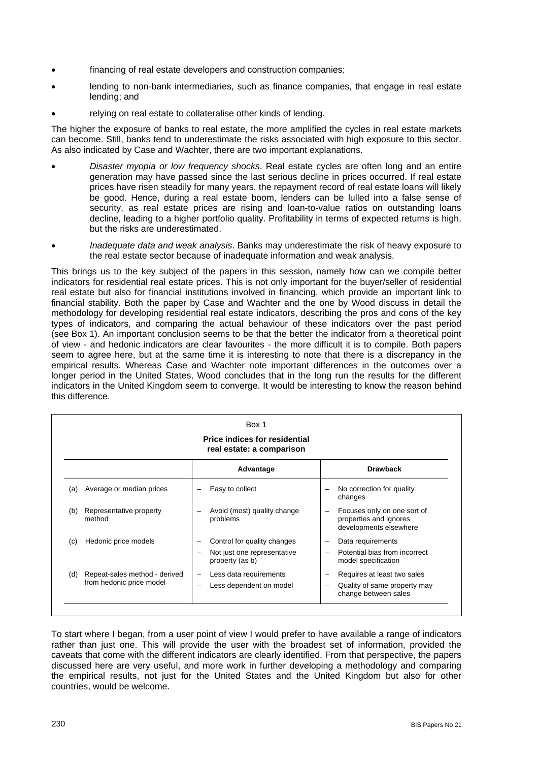- financing of real estate developers and construction companies;
- lending to non-bank intermediaries, such as finance companies, that engage in real estate lending; and
- relying on real estate to collateralise other kinds of lending.

The higher the exposure of banks to real estate, the more amplified the cycles in real estate markets can become. Still, banks tend to underestimate the risks associated with high exposure to this sector. As also indicated by Case and Wachter, there are two important explanations.

- *Disaster myopia or low frequency shocks*. Real estate cycles are often long and an entire generation may have passed since the last serious decline in prices occurred. If real estate prices have risen steadily for many years, the repayment record of real estate loans will likely be good. Hence, during a real estate boom, lenders can be lulled into a false sense of security, as real estate prices are rising and loan-to-value ratios on outstanding loans decline, leading to a higher portfolio quality. Profitability in terms of expected returns is high, but the risks are underestimated.
- *Inadequate data and weak analysis*. Banks may underestimate the risk of heavy exposure to the real estate sector because of inadequate information and weak analysis.

This brings us to the key subject of the papers in this session, namely how can we compile better indicators for residential real estate prices. This is not only important for the buyer/seller of residential real estate but also for financial institutions involved in financing, which provide an important link to financial stability. Both the paper by Case and Wachter and the one by Wood discuss in detail the methodology for developing residential real estate indicators, describing the pros and cons of the key types of indicators, and comparing the actual behaviour of these indicators over the past period (see Box 1). An important conclusion seems to be that the better the indicator from a theoretical point of view - and hedonic indicators are clear favourites - the more difficult it is to compile. Both papers seem to agree here, but at the same time it is interesting to note that there is a discrepancy in the empirical results. Whereas Case and Wachter note important differences in the outcomes over a longer period in the United States, Wood concludes that in the long run the results for the different indicators in the United Kingdom seem to converge. It would be interesting to know the reason behind this difference.

Box 1

**Price indices for residential real estate: a comparison**

| | Advantage | Drawback |
|---|---|---|
| (a) Average or median prices | – Easy to collect | – No correction for quality changes |
| (b) Representative property method | – Avoid (most) quality change problems | – Focuses only on one sort of properties and ignores developments elsewhere |
| (c) Hedonic price models | – Control for quality changes<br>– Not just one representative property (as b) | – Data requirements<br>– Potential bias from incorrect model specification |
| (d) Repeat-sales method - derived from hedonic price model | – Less data requirements<br>– Less dependent on model | – Requires at least two sales<br>– Quality of same property may change between sales |

To start where I began, from a user point of view I would prefer to have available a range of indicators rather than just one. This will provide the user with the broadest set of information, provided the caveats that come with the different indicators are clearly identified. From that perspective, the papers discussed here are very useful, and more work in further developing a methodology and comparing the empirical results, not just for the United States and the United Kingdom but also for other countries, would be welcome.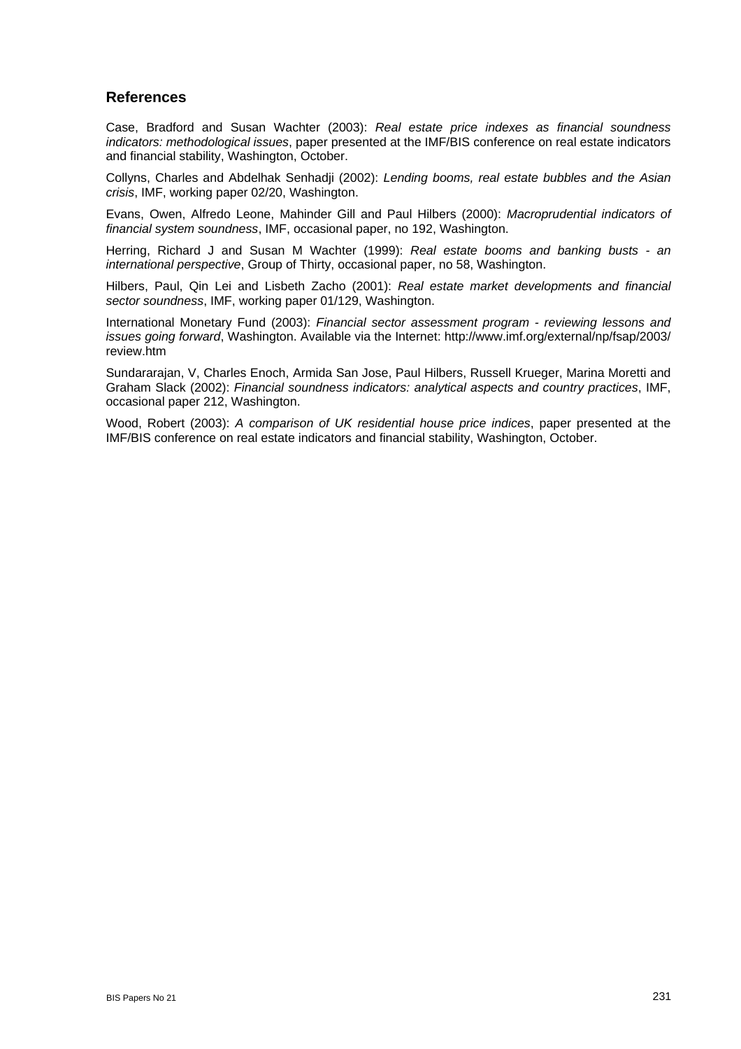## References

Case, Bradford and Susan Wachter (2003): *Real estate price indexes as financial soundness indicators: methodological issues*, paper presented at the IMF/BIS conference on real estate indicators and financial stability, Washington, October.

Collyns, Charles and Abdelhak Senhadji (2002): *Lending booms, real estate bubbles and the Asian crisis*, IMF, working paper 02/20, Washington.

Evans, Owen, Alfredo Leone, Mahinder Gill and Paul Hilbers (2000): *Macroprudential indicators of financial system soundness*, IMF, occasional paper, no 192, Washington.

Herring, Richard J and Susan M Wachter (1999): *Real estate booms and banking busts - an international perspective*, Group of Thirty, occasional paper, no 58, Washington.

Hilbers, Paul, Qin Lei and Lisbeth Zacho (2001): *Real estate market developments and financial sector soundness*, IMF, working paper 01/129, Washington.

International Monetary Fund (2003): *Financial sector assessment program - reviewing lessons and issues going forward*, Washington. Available via the Internet: http://www.imf.org/external/np/fsap/2003/review.htm

Sundararajan, V, Charles Enoch, Armida San Jose, Paul Hilbers, Russell Krueger, Marina Moretti and Graham Slack (2002): *Financial soundness indicators: analytical aspects and country practices*, IMF, occasional paper 212, Washington.

Wood, Robert (2003): *A comparison of UK residential house price indices*, paper presented at the IMF/BIS conference on real estate indicators and financial stability, Washington, October.